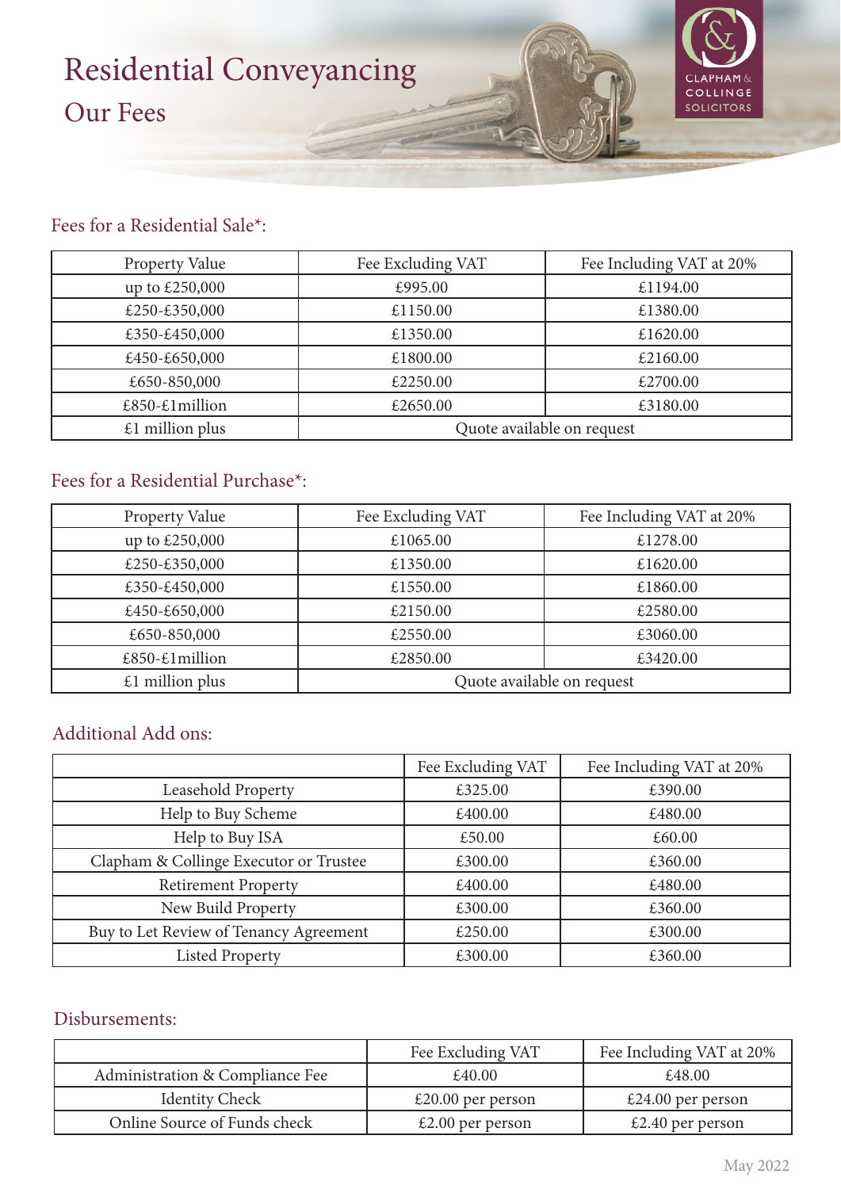# Residential Conveyancing

## Our Fees

CLAPHAM & COLLINGE SOLICITORS

### Fees for a Residential Sale*:

| Property Value | Fee Excluding VAT | Fee Including VAT at 20% |
|---|---|---|
| up to £250,000 | £995.00 | £1194.00 |
| £250-£350,000 | £1150.00 | £1380.00 |
| £350-£450,000 | £1350.00 | £1620.00 |
| £450-£650,000 | £1800.00 | £2160.00 |
| £650-850,000 | £2250.00 | £2700.00 |
| £850-£1million | £2650.00 | £3180.00 |
| £1 million plus | Quote available on request | |

### Fees for a Residential Purchase*:

| Property Value | Fee Excluding VAT | Fee Including VAT at 20% |
|---|---|---|
| up to £250,000 | £1065.00 | £1278.00 |
| £250-£350,000 | £1350.00 | £1620.00 |
| £350-£450,000 | £1550.00 | £1860.00 |
| £450-£650,000 | £2150.00 | £2580.00 |
| £650-850,000 | £2550.00 | £3060.00 |
| £850-£1million | £2850.00 | £3420.00 |
| £1 million plus | Quote available on request | |

### Additional Add ons:

| | Fee Excluding VAT | Fee Including VAT at 20% |
|---|---|---|
| Leasehold Property | £325.00 | £390.00 |
| Help to Buy Scheme | £400.00 | £480.00 |
| Help to Buy ISA | £50.00 | £60.00 |
| Clapham & Collinge Executor or Trustee | £300.00 | £360.00 |
| Retirement Property | £400.00 | £480.00 |
| New Build Property | £300.00 | £360.00 |
| Buy to Let Review of Tenancy Agreement | £250.00 | £300.00 |
| Listed Property | £300.00 | £360.00 |

### Disbursements:

| | Fee Excluding VAT | Fee Including VAT at 20% |
|---|---|---|
| Administration & Compliance Fee | £40.00 | £48.00 |
| Identity Check | £20.00 per person | £24.00 per person |
| Online Source of Funds check | £2.00 per person | £2.40 per person |

May 2022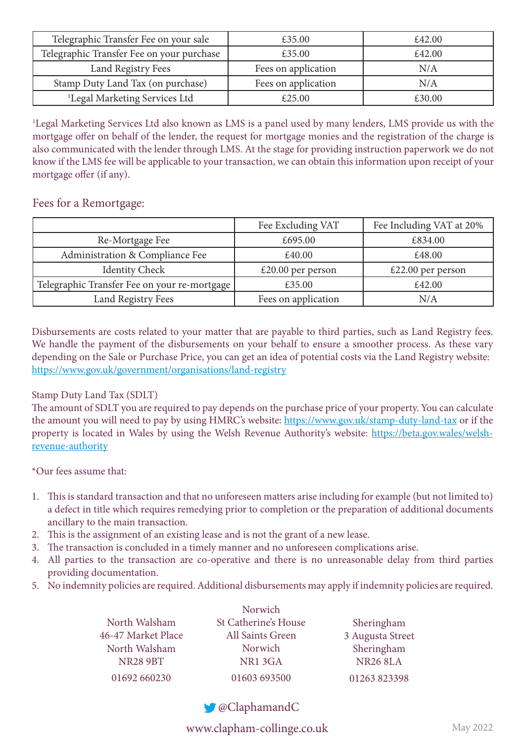| | | |
|---|---|---|
| Telegraphic Transfer Fee on your sale | £35.00 | £42.00 |
| Telegraphic Transfer Fee on your purchase | £35.00 | £42.00 |
| Land Registry Fees | Fees on application | N/A |
| Stamp Duty Land Tax (on purchase) | Fees on application | N/A |
| [1]Legal Marketing Services Ltd | £25.00 | £30.00 |

[1]Legal Marketing Services Ltd also known as LMS is a panel used by many lenders, LMS provide us with the mortgage offer on behalf of the lender, the request for mortgage monies and the registration of the charge is also communicated with the lender through LMS. At the stage for providing instruction paperwork we do not know if the LMS fee will be applicable to your transaction, we can obtain this information upon receipt of your mortgage offer (if any).

## Fees for a Remortgage:

| | Fee Excluding VAT | Fee Including VAT at 20% |
|---|---|---|
| Re-Mortgage Fee | £695.00 | £834.00 |
| Administration & Compliance Fee | £40.00 | £48.00 |
| Identity Check | £20.00 per person | £22.00 per person |
| Telegraphic Transfer Fee on your re-mortgage | £35.00 | £42.00 |
| Land Registry Fees | Fees on application | N/A |

Disbursements are costs related to your matter that are payable to third parties, such as Land Registry fees. We handle the payment of the disbursements on your behalf to ensure a smoother process. As these vary depending on the Sale or Purchase Price, you can get an idea of potential costs via the Land Registry website: https://www.gov.uk/government/organisations/land-registry

Stamp Duty Land Tax (SDLT)

The amount of SDLT you are required to pay depends on the purchase price of your property. You can calculate the amount you will need to pay by using HMRC's website: https://www.gov.uk/stamp-duty-land-tax or if the property is located in Wales by using the Welsh Revenue Authority's website: https://beta.gov.wales/welsh-revenue-authority

*Our fees assume that:

1. This is standard transaction and that no unforeseen matters arise including for example (but not limited to) a defect in title which requires remedying prior to completion or the preparation of additional documents ancillary to the main transaction.
2. This is the assignment of an existing lease and is not the grant of a new lease.
3. The transaction is concluded in a timely manner and no unforeseen complications arise.
4. All parties to the transaction are co-operative and there is no unreasonable delay from third parties providing documentation.
5. No indemnity policies are required. Additional disbursements may apply if indemnity policies are required.

North Walsham
46-47 Market Place
North Walsham
NR28 9BT
01692 660230

Norwich
St Catherine's House
All Saints Green
Norwich
NR1 3GA
01603 693500

Sheringham
3 Augusta Street
Sheringham
NR26 8LA
01263 823398

@ClaphamandC

www.clapham-collinge.co.uk

May 2022